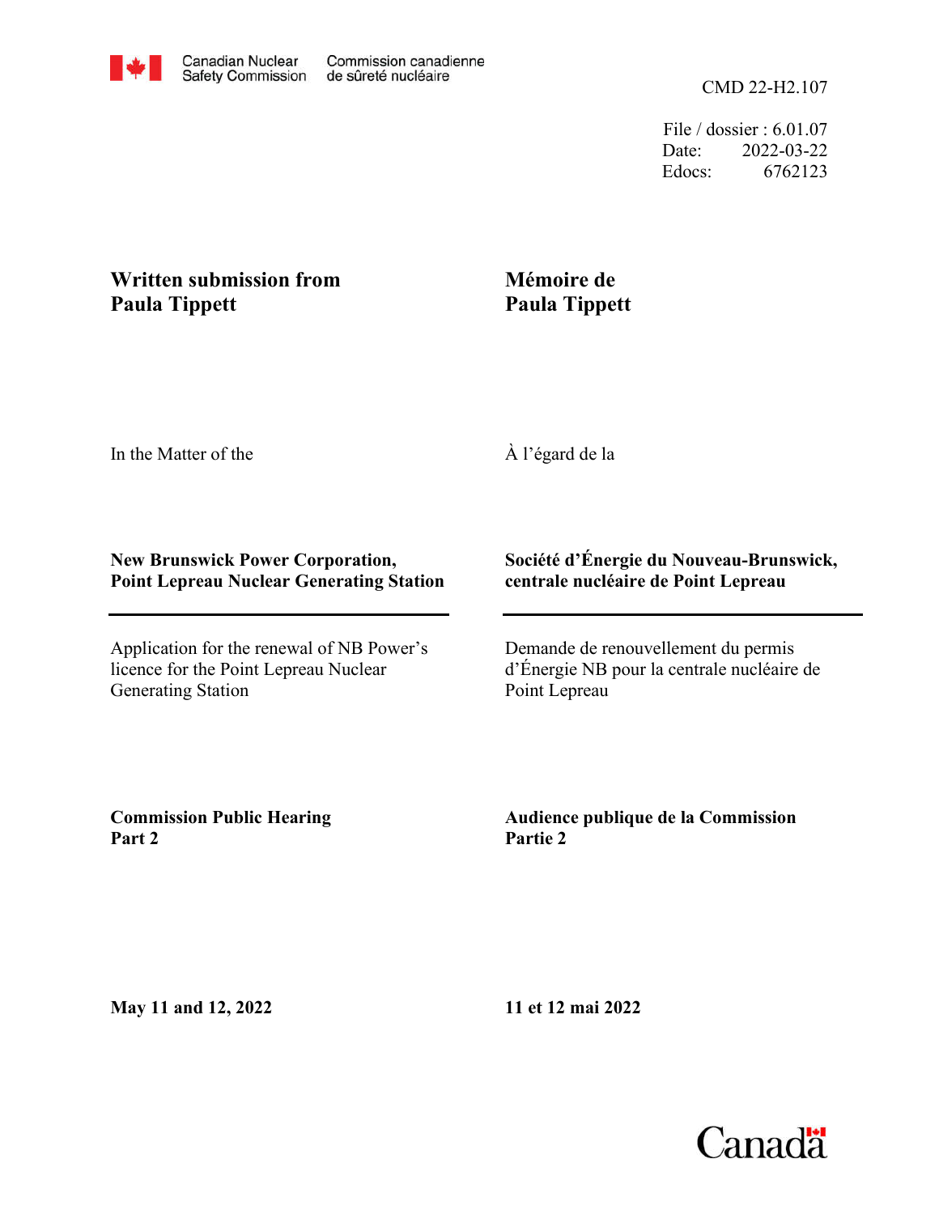Canadian Nuclear Safety Commission / Commission canadienne de sûreté nucléaire

CMD 22-H2.107

File / dossier : 6.01.07
Date: 2022-03-22
Edocs: 6762123

**Written submission from Paula Tippett**

**Mémoire de Paula Tippett**

In the Matter of the

À l'égard de la

**New Brunswick Power Corporation, Point Lepreau Nuclear Generating Station**

**Société d'Énergie du Nouveau-Brunswick, centrale nucléaire de Point Lepreau**

Application for the renewal of NB Power's licence for the Point Lepreau Nuclear Generating Station

Demande de renouvellement du permis d'Énergie NB pour la centrale nucléaire de Point Lepreau

**Commission Public Hearing Part 2**

**Audience publique de la Commission Partie 2**

**May 11 and 12, 2022**

**11 et 12 mai 2022**

Canada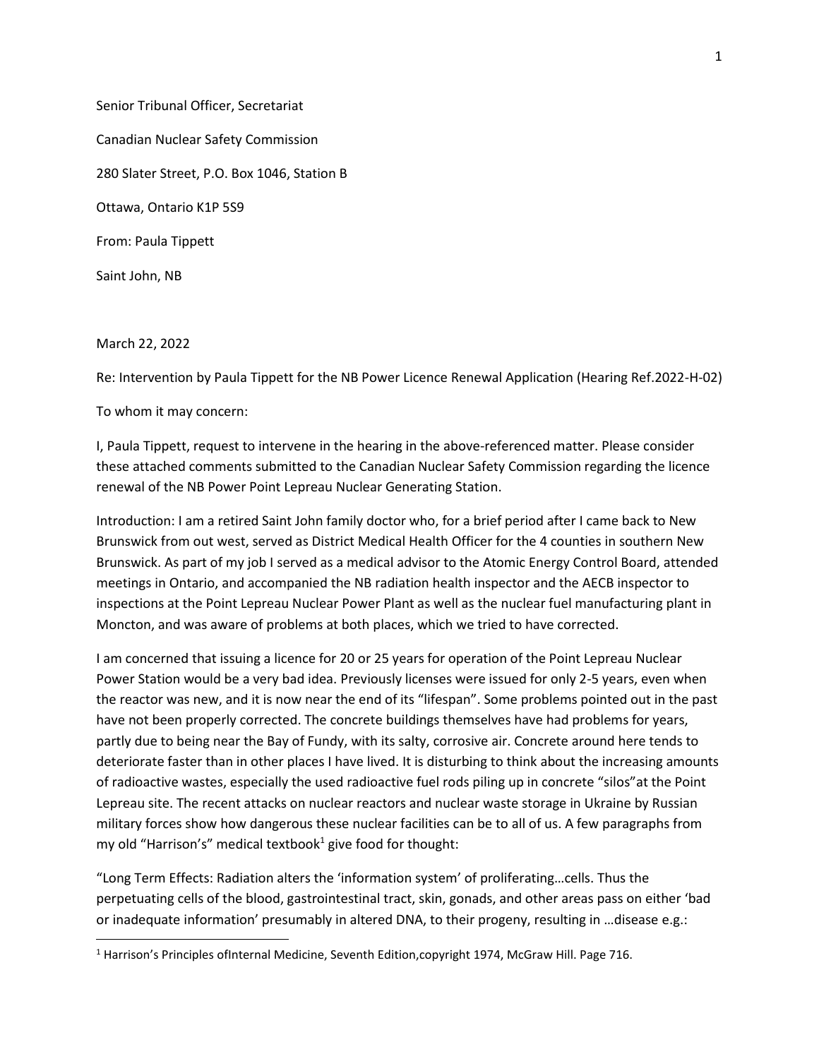Senior Tribunal Officer, Secretariat

Canadian Nuclear Safety Commission

280 Slater Street, P.O. Box 1046, Station B

Ottawa, Ontario K1P 5S9

From: Paula Tippett

Saint John, NB

March 22, 2022

Re: Intervention by Paula Tippett for the NB Power Licence Renewal Application (Hearing Ref.2022-H-02)

To whom it may concern:

I, Paula Tippett, request to intervene in the hearing in the above-referenced matter. Please consider these attached comments submitted to the Canadian Nuclear Safety Commission regarding the licence renewal of the NB Power Point Lepreau Nuclear Generating Station.

Introduction: I am a retired Saint John family doctor who, for a brief period after I came back to New Brunswick from out west, served as District Medical Health Officer for the 4 counties in southern New Brunswick. As part of my job I served as a medical advisor to the Atomic Energy Control Board, attended meetings in Ontario, and accompanied the NB radiation health inspector and the AECB inspector to inspections at the Point Lepreau Nuclear Power Plant as well as the nuclear fuel manufacturing plant in Moncton, and was aware of problems at both places, which we tried to have corrected.

I am concerned that issuing a licence for 20 or 25 years for operation of the Point Lepreau Nuclear Power Station would be a very bad idea. Previously licenses were issued for only 2-5 years, even when the reactor was new, and it is now near the end of its "lifespan". Some problems pointed out in the past have not been properly corrected. The concrete buildings themselves have had problems for years, partly due to being near the Bay of Fundy, with its salty, corrosive air. Concrete around here tends to deteriorate faster than in other places I have lived. It is disturbing to think about the increasing amounts of radioactive wastes, especially the used radioactive fuel rods piling up in concrete "silos"at the Point Lepreau site. The recent attacks on nuclear reactors and nuclear waste storage in Ukraine by Russian military forces show how dangerous these nuclear facilities can be to all of us. A few paragraphs from my old "Harrison's" medical textbook[1] give food for thought:

"Long Term Effects: Radiation alters the 'information system' of proliferating…cells. Thus the perpetuating cells of the blood, gastrointestinal tract, skin, gonads, and other areas pass on either 'bad or inadequate information' presumably in altered DNA, to their progeny, resulting in …disease e.g.:

[1] Harrison's Principles ofInternal Medicine, Seventh Edition,copyright 1974, McGraw Hill. Page 716.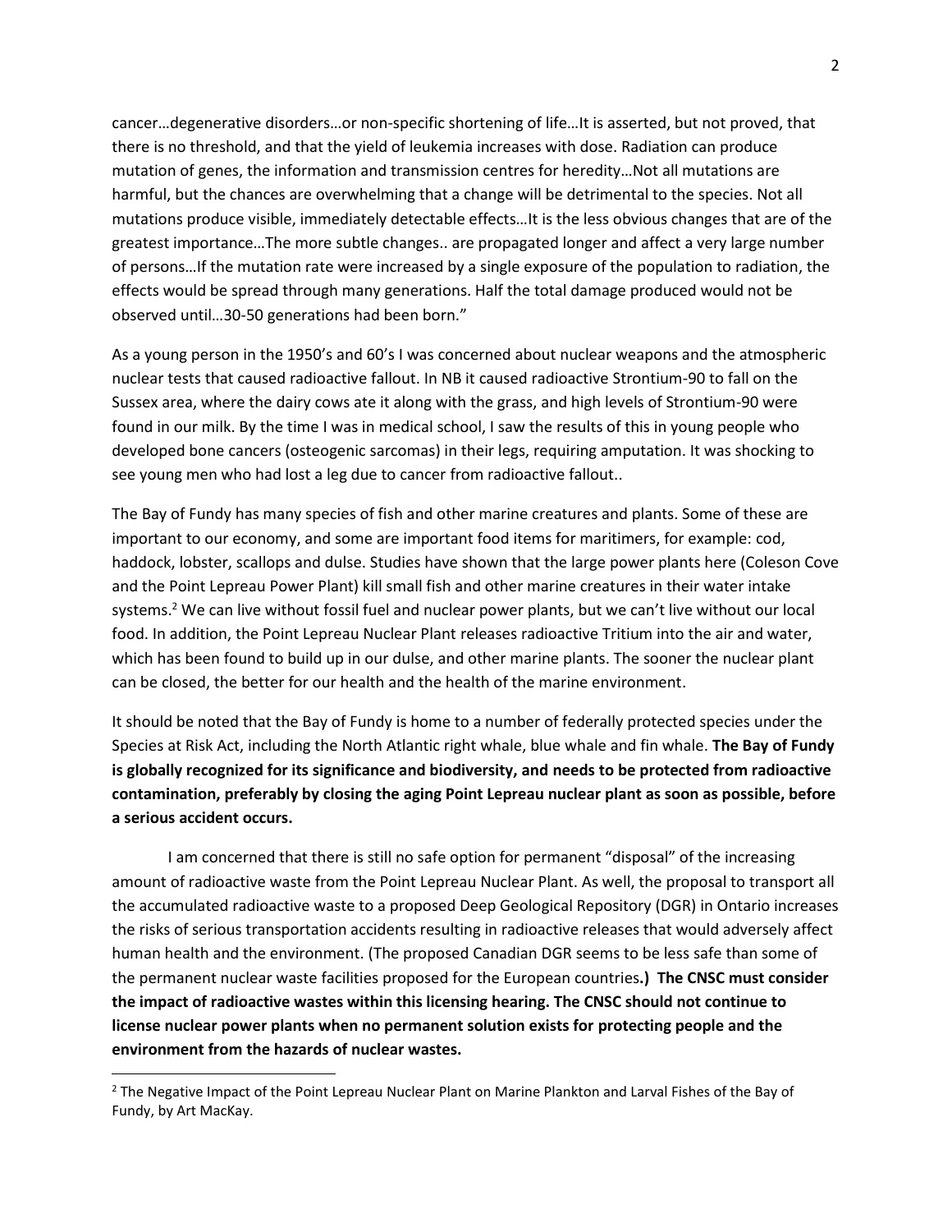cancer…degenerative disorders…or non-specific shortening of life…It is asserted, but not proved, that there is no threshold, and that the yield of leukemia increases with dose. Radiation can produce mutation of genes, the information and transmission centres for heredity…Not all mutations are harmful, but the chances are overwhelming that a change will be detrimental to the species. Not all mutations produce visible, immediately detectable effects…It is the less obvious changes that are of the greatest importance…The more subtle changes.. are propagated longer and affect a very large number of persons…If the mutation rate were increased by a single exposure of the population to radiation, the effects would be spread through many generations. Half the total damage produced would not be observed until…30-50 generations had been born."

As a young person in the 1950's and 60's I was concerned about nuclear weapons and the atmospheric nuclear tests that caused radioactive fallout. In NB it caused radioactive Strontium-90 to fall on the Sussex area, where the dairy cows ate it along with the grass, and high levels of Strontium-90 were found in our milk. By the time I was in medical school, I saw the results of this in young people who developed bone cancers (osteogenic sarcomas) in their legs, requiring amputation. It was shocking to see young men who had lost a leg due to cancer from radioactive fallout..

The Bay of Fundy has many species of fish and other marine creatures and plants. Some of these are important to our economy, and some are important food items for maritimers, for example: cod, haddock, lobster, scallops and dulse. Studies have shown that the large power plants here (Coleson Cove and the Point Lepreau Power Plant) kill small fish and other marine creatures in their water intake systems.[2] We can live without fossil fuel and nuclear power plants, but we can't live without our local food. In addition, the Point Lepreau Nuclear Plant releases radioactive Tritium into the air and water, which has been found to build up in our dulse, and other marine plants. The sooner the nuclear plant can be closed, the better for our health and the health of the marine environment.

It should be noted that the Bay of Fundy is home to a number of federally protected species under the Species at Risk Act, including the North Atlantic right whale, blue whale and fin whale. **The Bay of Fundy is globally recognized for its significance and biodiversity, and needs to be protected from radioactive contamination, preferably by closing the aging Point Lepreau nuclear plant as soon as possible, before a serious accident occurs.**

I am concerned that there is still no safe option for permanent "disposal" of the increasing amount of radioactive waste from the Point Lepreau Nuclear Plant. As well, the proposal to transport all the accumulated radioactive waste to a proposed Deep Geological Repository (DGR) in Ontario increases the risks of serious transportation accidents resulting in radioactive releases that would adversely affect human health and the environment. (The proposed Canadian DGR seems to be less safe than some of the permanent nuclear waste facilities proposed for the European countries**.) The CNSC must consider the impact of radioactive wastes within this licensing hearing. The CNSC should not continue to license nuclear power plants when no permanent solution exists for protecting people and the environment from the hazards of nuclear wastes.**

[2] The Negative Impact of the Point Lepreau Nuclear Plant on Marine Plankton and Larval Fishes of the Bay of Fundy, by Art MacKay.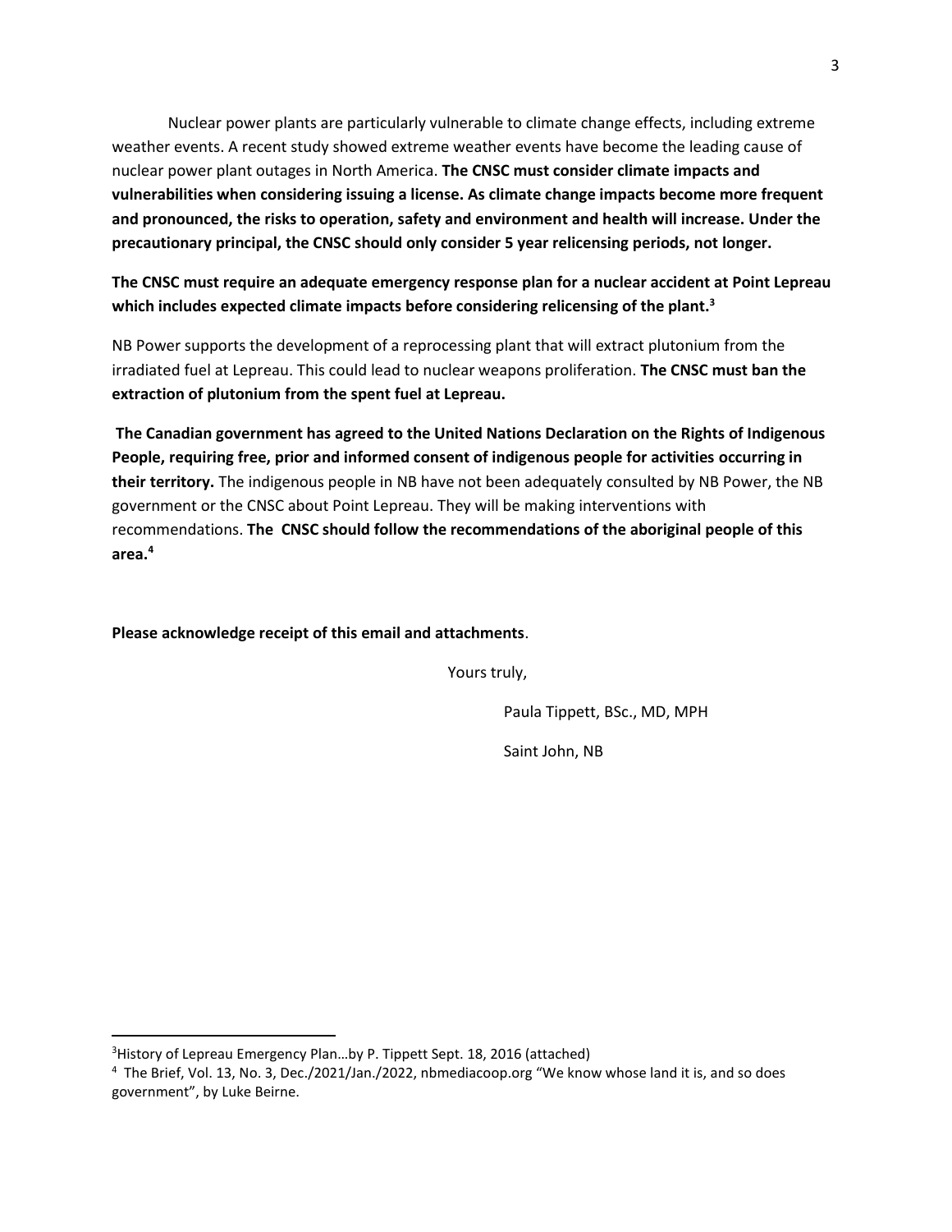Nuclear power plants are particularly vulnerable to climate change effects, including extreme weather events. A recent study showed extreme weather events have become the leading cause of nuclear power plant outages in North America. **The CNSC must consider climate impacts and vulnerabilities when considering issuing a license. As climate change impacts become more frequent and pronounced, the risks to operation, safety and environment and health will increase. Under the precautionary principal, the CNSC should only consider 5 year relicensing periods, not longer.**

**The CNSC must require an adequate emergency response plan for a nuclear accident at Point Lepreau which includes expected climate impacts before considering relicensing of the plant.[3]**

NB Power supports the development of a reprocessing plant that will extract plutonium from the irradiated fuel at Lepreau. This could lead to nuclear weapons proliferation. **The CNSC must ban the extraction of plutonium from the spent fuel at Lepreau.**

**The Canadian government has agreed to the United Nations Declaration on the Rights of Indigenous People, requiring free, prior and informed consent of indigenous people for activities occurring in their territory.** The indigenous people in NB have not been adequately consulted by NB Power, the NB government or the CNSC about Point Lepreau. They will be making interventions with recommendations. **The CNSC should follow the recommendations of the aboriginal people of this area.[4]**

**Please acknowledge receipt of this email and attachments**.

Yours truly,

Paula Tippett, BSc., MD, MPH

Saint John, NB

---

[3] History of Lepreau Emergency Plan…by P. Tippett Sept. 18, 2016 (attached)

[4] The Brief, Vol. 13, No. 3, Dec./2021/Jan./2022, nbmediacoop.org "We know whose land it is, and so does government", by Luke Beirne.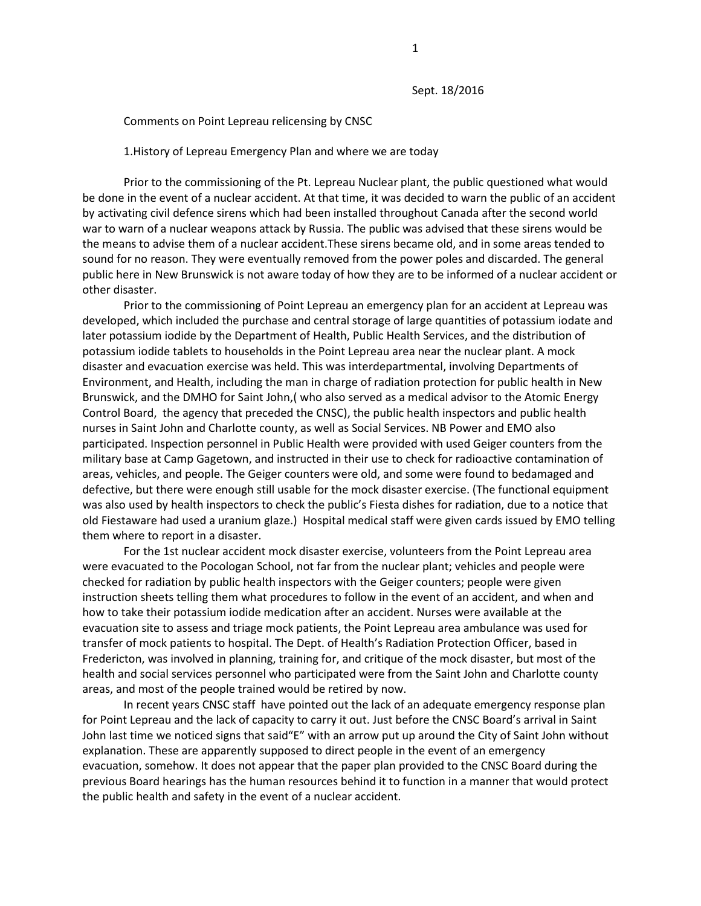Sept. 18/2016

Comments on Point Lepreau relicensing by CNSC

1.History of Lepreau Emergency Plan and where we are today

Prior to the commissioning of the Pt. Lepreau Nuclear plant, the public questioned what would be done in the event of a nuclear accident. At that time, it was decided to warn the public of an accident by activating civil defence sirens which had been installed throughout Canada after the second world war to warn of a nuclear weapons attack by Russia. The public was advised that these sirens would be the means to advise them of a nuclear accident.These sirens became old, and in some areas tended to sound for no reason. They were eventually removed from the power poles and discarded. The general public here in New Brunswick is not aware today of how they are to be informed of a nuclear accident or other disaster.

Prior to the commissioning of Point Lepreau an emergency plan for an accident at Lepreau was developed, which included the purchase and central storage of large quantities of potassium iodate and later potassium iodide by the Department of Health, Public Health Services, and the distribution of potassium iodide tablets to households in the Point Lepreau area near the nuclear plant. A mock disaster and evacuation exercise was held. This was interdepartmental, involving Departments of Environment, and Health, including the man in charge of radiation protection for public health in New Brunswick, and the DMHO for Saint John,( who also served as a medical advisor to the Atomic Energy Control Board, the agency that preceded the CNSC), the public health inspectors and public health nurses in Saint John and Charlotte county, as well as Social Services. NB Power and EMO also participated. Inspection personnel in Public Health were provided with used Geiger counters from the military base at Camp Gagetown, and instructed in their use to check for radioactive contamination of areas, vehicles, and people. The Geiger counters were old, and some were found to bedamaged and defective, but there were enough still usable for the mock disaster exercise. (The functional equipment was also used by health inspectors to check the public's Fiesta dishes for radiation, due to a notice that old Fiestaware had used a uranium glaze.) Hospital medical staff were given cards issued by EMO telling them where to report in a disaster.

For the 1st nuclear accident mock disaster exercise, volunteers from the Point Lepreau area were evacuated to the Pocologan School, not far from the nuclear plant; vehicles and people were checked for radiation by public health inspectors with the Geiger counters; people were given instruction sheets telling them what procedures to follow in the event of an accident, and when and how to take their potassium iodide medication after an accident. Nurses were available at the evacuation site to assess and triage mock patients, the Point Lepreau area ambulance was used for transfer of mock patients to hospital. The Dept. of Health's Radiation Protection Officer, based in Fredericton, was involved in planning, training for, and critique of the mock disaster, but most of the health and social services personnel who participated were from the Saint John and Charlotte county areas, and most of the people trained would be retired by now.

In recent years CNSC staff have pointed out the lack of an adequate emergency response plan for Point Lepreau and the lack of capacity to carry it out. Just before the CNSC Board's arrival in Saint John last time we noticed signs that said"E" with an arrow put up around the City of Saint John without explanation. These are apparently supposed to direct people in the event of an emergency evacuation, somehow. It does not appear that the paper plan provided to the CNSC Board during the previous Board hearings has the human resources behind it to function in a manner that would protect the public health and safety in the event of a nuclear accident.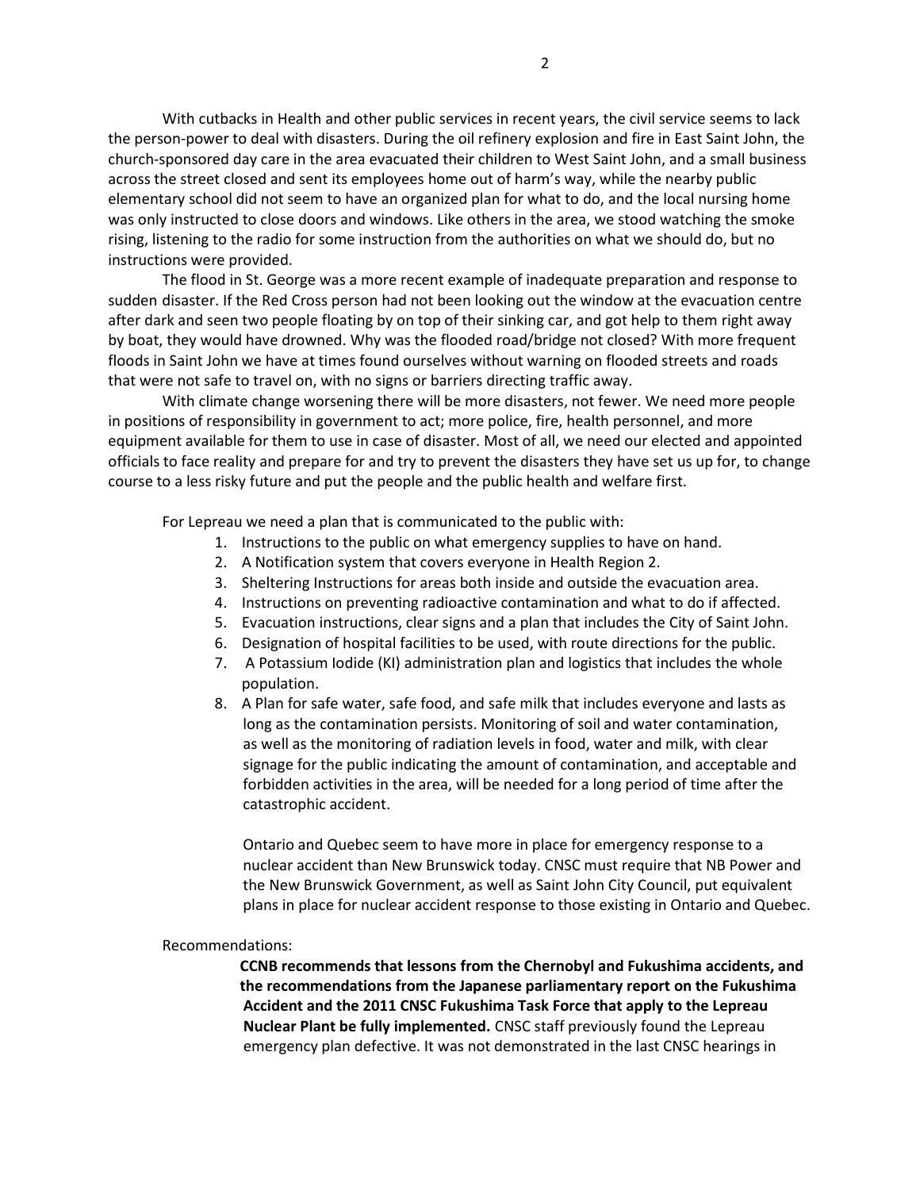With cutbacks in Health and other public services in recent years, the civil service seems to lack the person-power to deal with disasters. During the oil refinery explosion and fire in East Saint John, the church-sponsored day care in the area evacuated their children to West Saint John, and a small business across the street closed and sent its employees home out of harm's way, while the nearby public elementary school did not seem to have an organized plan for what to do, and the local nursing home was only instructed to close doors and windows. Like others in the area, we stood watching the smoke rising, listening to the radio for some instruction from the authorities on what we should do, but no instructions were provided.

The flood in St. George was a more recent example of inadequate preparation and response to sudden disaster. If the Red Cross person had not been looking out the window at the evacuation centre after dark and seen two people floating by on top of their sinking car, and got help to them right away by boat, they would have drowned. Why was the flooded road/bridge not closed? With more frequent floods in Saint John we have at times found ourselves without warning on flooded streets and roads that were not safe to travel on, with no signs or barriers directing traffic away.

With climate change worsening there will be more disasters, not fewer. We need more people in positions of responsibility in government to act; more police, fire, health personnel, and more equipment available for them to use in case of disaster. Most of all, we need our elected and appointed officials to face reality and prepare for and try to prevent the disasters they have set us up for, to change course to a less risky future and put the people and the public health and welfare first.

For Lepreau we need a plan that is communicated to the public with:

1. Instructions to the public on what emergency supplies to have on hand.
2. A Notification system that covers everyone in Health Region 2.
3. Sheltering Instructions for areas both inside and outside the evacuation area.
4. Instructions on preventing radioactive contamination and what to do if affected.
5. Evacuation instructions, clear signs and a plan that includes the City of Saint John.
6. Designation of hospital facilities to be used, with route directions for the public.
7. A Potassium Iodide (KI) administration plan and logistics that includes the whole population.
8. A Plan for safe water, safe food, and safe milk that includes everyone and lasts as long as the contamination persists. Monitoring of soil and water contamination, as well as the monitoring of radiation levels in food, water and milk, with clear signage for the public indicating the amount of contamination, and acceptable and forbidden activities in the area, will be needed for a long period of time after the catastrophic accident.

Ontario and Quebec seem to have more in place for emergency response to a nuclear accident than New Brunswick today. CNSC must require that NB Power and the New Brunswick Government, as well as Saint John City Council, put equivalent plans in place for nuclear accident response to those existing in Ontario and Quebec.

Recommendations:

**CCNB recommends that lessons from the Chernobyl and Fukushima accidents, and the recommendations from the Japanese parliamentary report on the Fukushima Accident and the 2011 CNSC Fukushima Task Force that apply to the Lepreau Nuclear Plant be fully implemented.** CNSC staff previously found the Lepreau emergency plan defective. It was not demonstrated in the last CNSC hearings in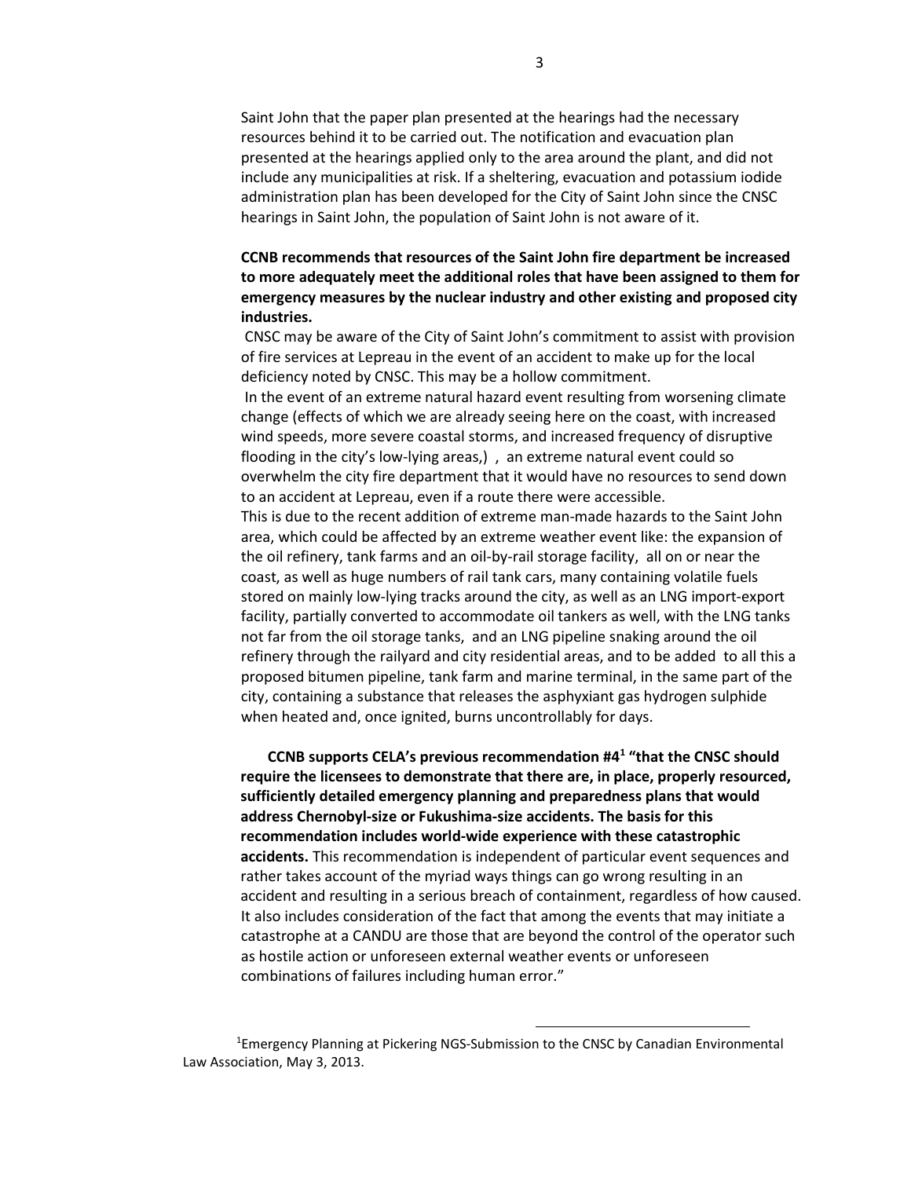Saint John that the paper plan presented at the hearings had the necessary resources behind it to be carried out. The notification and evacuation plan presented at the hearings applied only to the area around the plant, and did not include any municipalities at risk. If a sheltering, evacuation and potassium iodide administration plan has been developed for the City of Saint John since the CNSC hearings in Saint John, the population of Saint John is not aware of it.

**CCNB recommends that resources of the Saint John fire department be increased to more adequately meet the additional roles that have been assigned to them for emergency measures by the nuclear industry and other existing and proposed city industries.**

CNSC may be aware of the City of Saint John's commitment to assist with provision of fire services at Lepreau in the event of an accident to make up for the local deficiency noted by CNSC. This may be a hollow commitment.

In the event of an extreme natural hazard event resulting from worsening climate change (effects of which we are already seeing here on the coast, with increased wind speeds, more severe coastal storms, and increased frequency of disruptive flooding in the city's low-lying areas,) , an extreme natural event could so overwhelm the city fire department that it would have no resources to send down to an accident at Lepreau, even if a route there were accessible.

This is due to the recent addition of extreme man-made hazards to the Saint John area, which could be affected by an extreme weather event like: the expansion of the oil refinery, tank farms and an oil-by-rail storage facility, all on or near the coast, as well as huge numbers of rail tank cars, many containing volatile fuels stored on mainly low-lying tracks around the city, as well as an LNG import-export facility, partially converted to accommodate oil tankers as well, with the LNG tanks not far from the oil storage tanks, and an LNG pipeline snaking around the oil refinery through the railyard and city residential areas, and to be added to all this a proposed bitumen pipeline, tank farm and marine terminal, in the same part of the city, containing a substance that releases the asphyxiant gas hydrogen sulphide when heated and, once ignited, burns uncontrollably for days.

**CCNB supports CELA's previous recommendation #4[1] "that the CNSC should require the licensees to demonstrate that there are, in place, properly resourced, sufficiently detailed emergency planning and preparedness plans that would address Chernobyl-size or Fukushima-size accidents. The basis for this recommendation includes world-wide experience with these catastrophic accidents.** This recommendation is independent of particular event sequences and rather takes account of the myriad ways things can go wrong resulting in an accident and resulting in a serious breach of containment, regardless of how caused. It also includes consideration of the fact that among the events that may initiate a catastrophe at a CANDU are those that are beyond the control of the operator such as hostile action or unforeseen external weather events or unforeseen combinations of failures including human error."

[1] Emergency Planning at Pickering NGS-Submission to the CNSC by Canadian Environmental Law Association, May 3, 2013.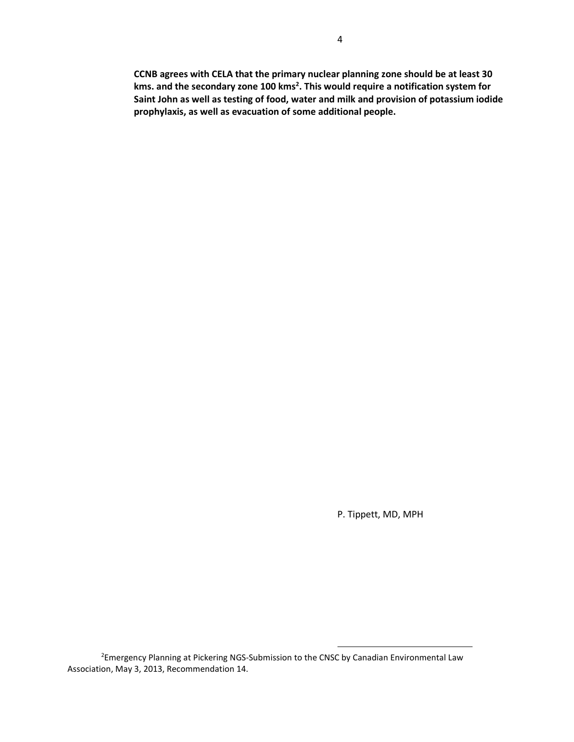**CCNB agrees with CELA that the primary nuclear planning zone should be at least 30 kms. and the secondary zone 100 kms[2]. This would require a notification system for Saint John as well as testing of food, water and milk and provision of potassium iodide prophylaxis, as well as evacuation of some additional people.**

P. Tippett, MD, MPH

[2] Emergency Planning at Pickering NGS-Submission to the CNSC by Canadian Environmental Law Association, May 3, 2013, Recommendation 14.